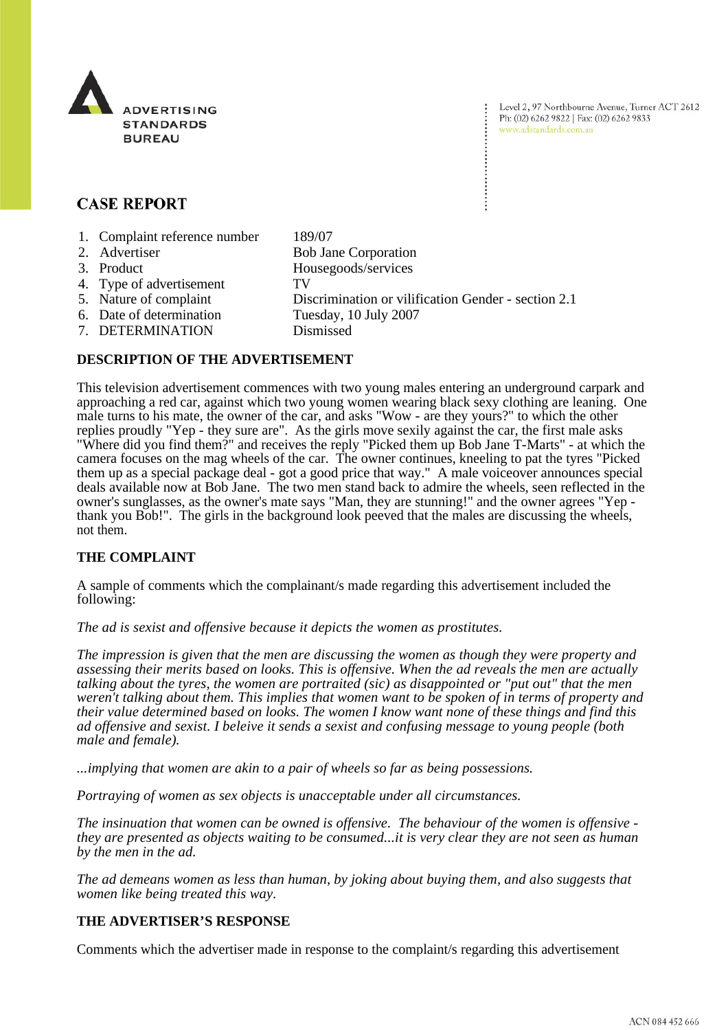ADVERTISING STANDARDS BUREAU

Level 2, 97 Northbourne Avenue, Turner ACT 2612
Ph: (02) 6262 9822 | Fax: (02) 6262 9833
www.adstandards.com.au

# CASE REPORT

| | |
|---|---|
| 1. Complaint reference number | 189/07 |
| 2. Advertiser | Bob Jane Corporation |
| 3. Product | Housegoods/services |
| 4. Type of advertisement | TV |
| 5. Nature of complaint | Discrimination or vilification Gender - section 2.1 |
| 6. Date of determination | Tuesday, 10 July 2007 |
| 7. DETERMINATION | Dismissed |

## DESCRIPTION OF THE ADVERTISEMENT

This television advertisement commences with two young males entering an underground carpark and approaching a red car, against which two young women wearing black sexy clothing are leaning. One male turns to his mate, the owner of the car, and asks "Wow - are they yours?" to which the other replies proudly "Yep - they sure are". As the girls move sexily against the car, the first male asks "Where did you find them?" and receives the reply "Picked them up Bob Jane T-Marts" - at which the camera focuses on the mag wheels of the car. The owner continues, kneeling to pat the tyres "Picked them up as a special package deal - got a good price that way." A male voiceover announces special deals available now at Bob Jane. The two men stand back to admire the wheels, seen reflected in the owner's sunglasses, as the owner's mate says "Man, they are stunning!" and the owner agrees "Yep - thank you Bob!". The girls in the background look peeved that the males are discussing the wheels, not them.

## THE COMPLAINT

A sample of comments which the complainant/s made regarding this advertisement included the following:

*The ad is sexist and offensive because it depicts the women as prostitutes.*

*The impression is given that the men are discussing the women as though they were property and assessing their merits based on looks. This is offensive. When the ad reveals the men are actually talking about the tyres, the women are portraited (sic) as disappointed or "put out" that the men weren't talking about them. This implies that women want to be spoken of in terms of property and their value determined based on looks. The women I know want none of these things and find this ad offensive and sexist. I beleive it sends a sexist and confusing message to young people (both male and female).*

*...implying that women are akin to a pair of wheels so far as being possessions.*

*Portraying of women as sex objects is unacceptable under all circumstances.*

*The insinuation that women can be owned is offensive. The behaviour of the women is offensive - they are presented as objects waiting to be consumed...it is very clear they are not seen as human by the men in the ad.*

*The ad demeans women as less than human, by joking about buying them, and also suggests that women like being treated this way.*

## THE ADVERTISER'S RESPONSE

Comments which the advertiser made in response to the complaint/s regarding this advertisement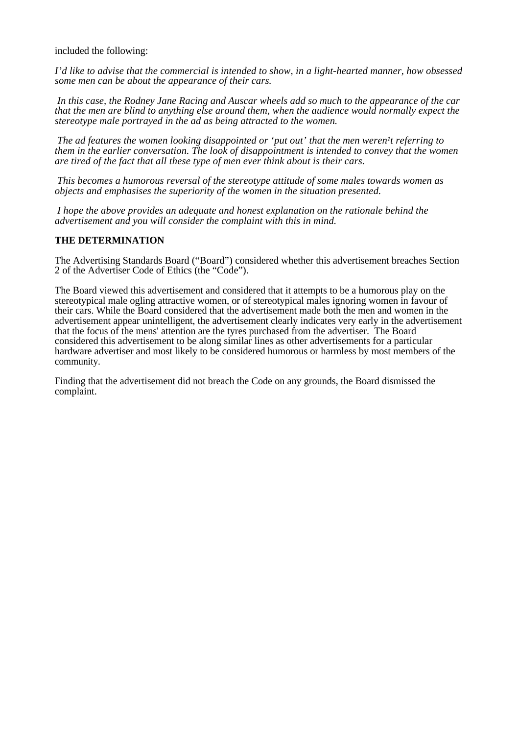included the following:

*I'd like to advise that the commercial is intended to show, in a light-hearted manner, how obsessed some men can be about the appearance of their cars.*

*In this case, the Rodney Jane Racing and Auscar wheels add so much to the appearance of the car that the men are blind to anything else around them, when the audience would normally expect the stereotype male portrayed in the ad as being attracted to the women.*

*The ad features the women looking disappointed or 'put out' that the men weren¹t referring to them in the earlier conversation. The look of disappointment is intended to convey that the women are tired of the fact that all these type of men ever think about is their cars.*

*This becomes a humorous reversal of the stereotype attitude of some males towards women as objects and emphasises the superiority of the women in the situation presented.*

*I hope the above provides an adequate and honest explanation on the rationale behind the advertisement and you will consider the complaint with this in mind.*

**THE DETERMINATION**

The Advertising Standards Board ("Board") considered whether this advertisement breaches Section 2 of the Advertiser Code of Ethics (the "Code").

The Board viewed this advertisement and considered that it attempts to be a humorous play on the stereotypical male ogling attractive women, or of stereotypical males ignoring women in favour of their cars. While the Board considered that the advertisement made both the men and women in the advertisement appear unintelligent, the advertisement clearly indicates very early in the advertisement that the focus of the mens' attention are the tyres purchased from the advertiser. The Board considered this advertisement to be along similar lines as other advertisements for a particular hardware advertiser and most likely to be considered humorous or harmless by most members of the community.

Finding that the advertisement did not breach the Code on any grounds, the Board dismissed the complaint.